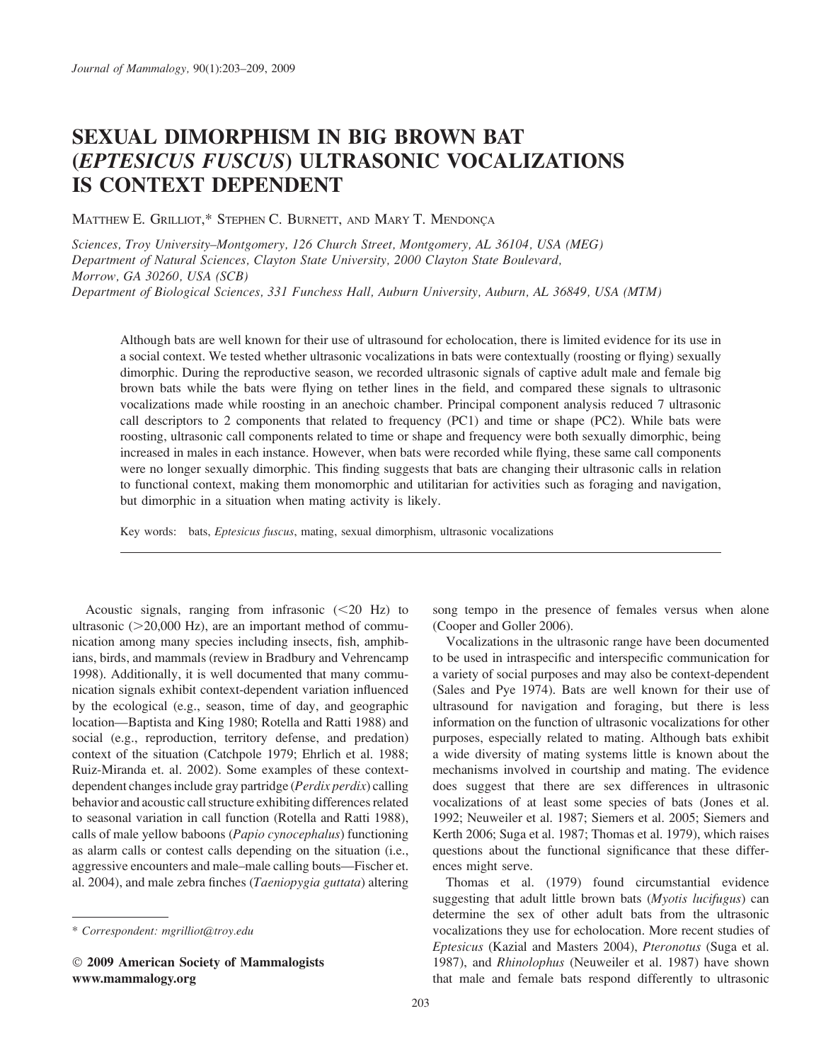# SEXUAL DIMORPHISM IN BIG BROWN BAT (*EPTESICUS FUSCUS*) ULTRASONIC VOCALIZATIONS IS CONTEXT DEPENDENT

MATTHEW E. GRILLIOT,* STEPHEN C. BURNETT, AND MARY T. MENDONÇA

*Sciences, Troy University–Montgomery, 126 Church Street, Montgomery, AL 36104, USA (MEG)*
*Department of Natural Sciences, Clayton State University, 2000 Clayton State Boulevard, Morrow, GA 30260, USA (SCB)*
*Department of Biological Sciences, 331 Funchess Hall, Auburn University, Auburn, AL 36849, USA (MTM)*

Although bats are well known for their use of ultrasound for echolocation, there is limited evidence for its use in a social context. We tested whether ultrasonic vocalizations in bats were contextually (roosting or flying) sexually dimorphic. During the reproductive season, we recorded ultrasonic signals of captive adult male and female big brown bats while the bats were flying on tether lines in the field, and compared these signals to ultrasonic vocalizations made while roosting in an anechoic chamber. Principal component analysis reduced 7 ultrasonic call descriptors to 2 components that related to frequency (PC1) and time or shape (PC2). While bats were roosting, ultrasonic call components related to time or shape and frequency were both sexually dimorphic, being increased in males in each instance. However, when bats were recorded while flying, these same call components were no longer sexually dimorphic. This finding suggests that bats are changing their ultrasonic calls in relation to functional context, making them monomorphic and utilitarian for activities such as foraging and navigation, but dimorphic in a situation when mating activity is likely.

Key words: bats, *Eptesicus fuscus*, mating, sexual dimorphism, ultrasonic vocalizations

---

Acoustic signals, ranging from infrasonic (<20 Hz) to ultrasonic (>20,000 Hz), are an important method of communication among many species including insects, fish, amphibians, birds, and mammals (review in Bradbury and Vehrencamp 1998). Additionally, it is well documented that many communication signals exhibit context-dependent variation influenced by the ecological (e.g., season, time of day, and geographic location—Baptista and King 1980; Rotella and Ratti 1988) and social (e.g., reproduction, territory defense, and predation) context of the situation (Catchpole 1979; Ehrlich et al. 1988; Ruiz-Miranda et. al. 2002). Some examples of these context-dependent changes include gray partridge (*Perdix perdix*) calling behavior and acoustic call structure exhibiting differences related to seasonal variation in call function (Rotella and Ratti 1988), calls of male yellow baboons (*Papio cynocephalus*) functioning as alarm calls or contest calls depending on the situation (i.e., aggressive encounters and male–male calling bouts—Fischer et. al. 2004), and male zebra finches (*Taeniopygia guttata*) altering song tempo in the presence of females versus when alone (Cooper and Goller 2006).

Vocalizations in the ultrasonic range have been documented to be used in intraspecific and interspecific communication for a variety of social purposes and may also be context-dependent (Sales and Pye 1974). Bats are well known for their use of ultrasound for navigation and foraging, but there is less information on the function of ultrasonic vocalizations for other purposes, especially related to mating. Although bats exhibit a wide diversity of mating systems little is known about the mechanisms involved in courtship and mating. The evidence does suggest that there are sex differences in ultrasonic vocalizations of at least some species of bats (Jones et al. 1992; Neuweiler et al. 1987; Siemers et al. 2005; Siemers and Kerth 2006; Suga et al. 1987; Thomas et al. 1979), which raises questions about the functional significance that these differences might serve.

Thomas et al. (1979) found circumstantial evidence suggesting that adult little brown bats (*Myotis lucifugus*) can determine the sex of other adult bats from the ultrasonic vocalizations they use for echolocation. More recent studies of *Eptesicus* (Kazial and Masters 2004), *Pteronotus* (Suga et al. 1987), and *Rhinolophus* (Neuweiler et al. 1987) have shown that male and female bats respond differently to ultrasonic

---

\* *Correspondent: mgrilliot@troy.edu*

© **2009 American Society of Mammalogists**
**www.mammalogy.org**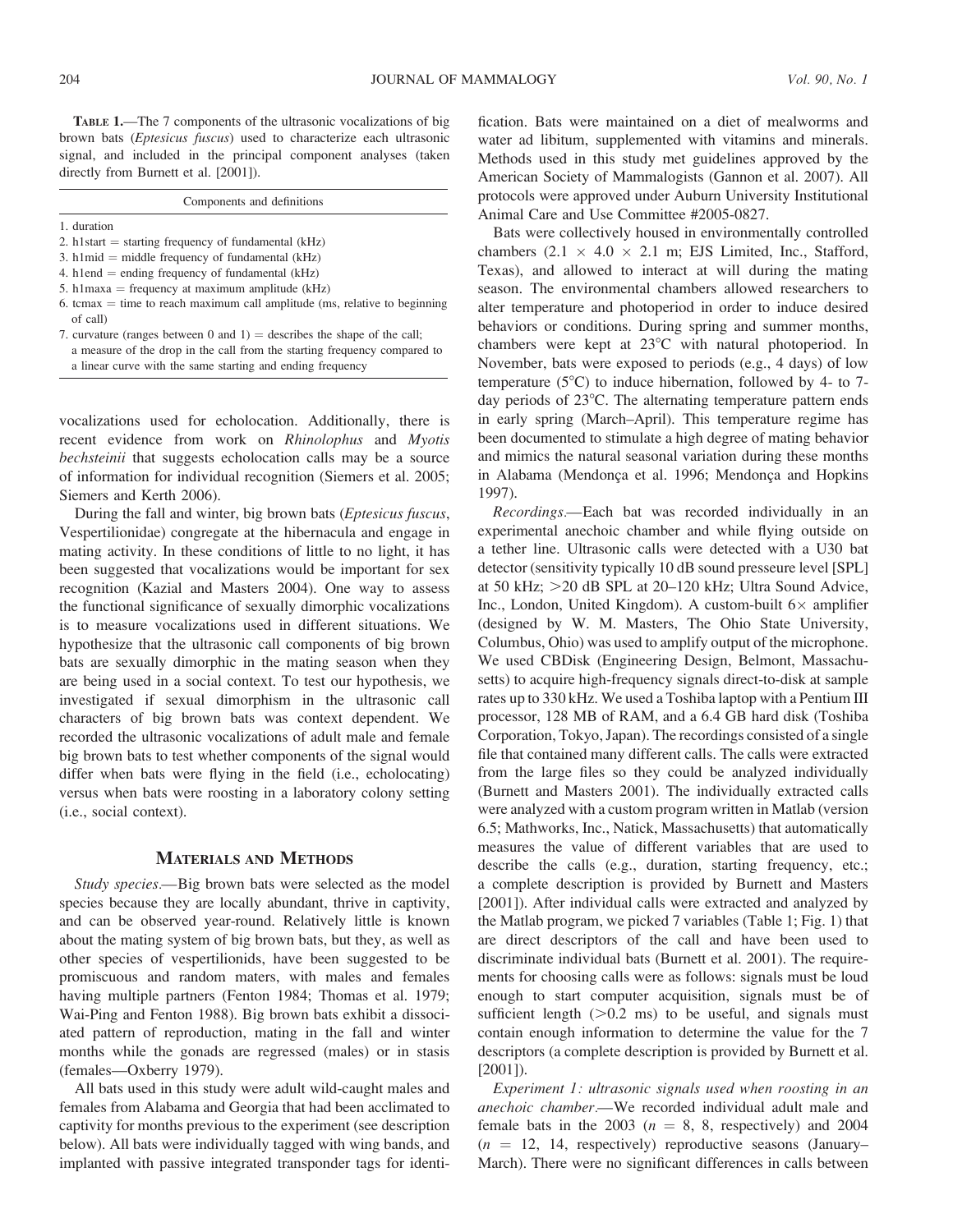**Table 1.**—The 7 components of the ultrasonic vocalizations of big brown bats (*Eptesicus fuscus*) used to characterize each ultrasonic signal, and included in the principal component analyses (taken directly from Burnett et al. [2001]).

| Components and definitions |
|---|
| 1. duration |
| 2. h1start = starting frequency of fundamental (kHz) |
| 3. h1mid = middle frequency of fundamental (kHz) |
| 4. h1end = ending frequency of fundamental (kHz) |
| 5. h1maxa = frequency at maximum amplitude (kHz) |
| 6. tcmax = time to reach maximum call amplitude (ms, relative to beginning of call) |
| 7. curvature (ranges between 0 and 1) = describes the shape of the call; a measure of the drop in the call from the starting frequency compared to a linear curve with the same starting and ending frequency |

vocalizations used for echolocation. Additionally, there is recent evidence from work on *Rhinolophus* and *Myotis bechsteinii* that suggests echolocation calls may be a source of information for individual recognition (Siemers et al. 2005; Siemers and Kerth 2006).

During the fall and winter, big brown bats (*Eptesicus fuscus*, Vespertilionidae) congregate at the hibernacula and engage in mating activity. In these conditions of little to no light, it has been suggested that vocalizations would be important for sex recognition (Kazial and Masters 2004). One way to assess the functional significance of sexually dimorphic vocalizations is to measure vocalizations used in different situations. We hypothesize that the ultrasonic call components of big brown bats are sexually dimorphic in the mating season when they are being used in a social context. To test our hypothesis, we investigated if sexual dimorphism in the ultrasonic call characters of big brown bats was context dependent. We recorded the ultrasonic vocalizations of adult male and female big brown bats to test whether components of the signal would differ when bats were flying in the field (i.e., echolocating) versus when bats were roosting in a laboratory colony setting (i.e., social context).

## Materials and Methods

*Study species.*—Big brown bats were selected as the model species because they are locally abundant, thrive in captivity, and can be observed year-round. Relatively little is known about the mating system of big brown bats, but they, as well as other species of vespertilionids, have been suggested to be promiscuous and random maters, with males and females having multiple partners (Fenton 1984; Thomas et al. 1979; Wai-Ping and Fenton 1988). Big brown bats exhibit a dissociated pattern of reproduction, mating in the fall and winter months while the gonads are regressed (males) or in stasis (females—Oxberry 1979).

All bats used in this study were adult wild-caught males and females from Alabama and Georgia that had been acclimated to captivity for months previous to the experiment (see description below). All bats were individually tagged with wing bands, and implanted with passive integrated transponder tags for identification. Bats were maintained on a diet of mealworms and water ad libitum, supplemented with vitamins and minerals. Methods used in this study met guidelines approved by the American Society of Mammalogists (Gannon et al. 2007). All protocols were approved under Auburn University Institutional Animal Care and Use Committee #2005-0827.

Bats were collectively housed in environmentally controlled chambers (2.1 × 4.0 × 2.1 m; EJS Limited, Inc., Stafford, Texas), and allowed to interact at will during the mating season. The environmental chambers allowed researchers to alter temperature and photoperiod in order to induce desired behaviors or conditions. During spring and summer months, chambers were kept at 23°C with natural photoperiod. In November, bats were exposed to periods (e.g., 4 days) of low temperature (5°C) to induce hibernation, followed by 4- to 7-day periods of 23°C. The alternating temperature pattern ends in early spring (March–April). This temperature regime has been documented to stimulate a high degree of mating behavior and mimics the natural seasonal variation during these months in Alabama (Mendonça et al. 1996; Mendonça and Hopkins 1997).

*Recordings.*—Each bat was recorded individually in an experimental anechoic chamber and while flying outside on a tether line. Ultrasonic calls were detected with a U30 bat detector (sensitivity typically 10 dB sound presseure level [SPL] at 50 kHz; >20 dB SPL at 20–120 kHz; Ultra Sound Advice, Inc., London, United Kingdom). A custom-built 6× amplifier (designed by W. M. Masters, The Ohio State University, Columbus, Ohio) was used to amplify output of the microphone. We used CBDisk (Engineering Design, Belmont, Massachusetts) to acquire high-frequency signals direct-to-disk at sample rates up to 330 kHz. We used a Toshiba laptop with a Pentium III processor, 128 MB of RAM, and a 6.4 GB hard disk (Toshiba Corporation, Tokyo, Japan). The recordings consisted of a single file that contained many different calls. The calls were extracted from the large files so they could be analyzed individually (Burnett and Masters 2001). The individually extracted calls were analyzed with a custom program written in Matlab (version 6.5; Mathworks, Inc., Natick, Massachusetts) that automatically measures the value of different variables that are used to describe the calls (e.g., duration, starting frequency, etc.; a complete description is provided by Burnett and Masters [2001]). After individual calls were extracted and analyzed by the Matlab program, we picked 7 variables (Table 1; Fig. 1) that are direct descriptors of the call and have been used to discriminate individual bats (Burnett et al. 2001). The requirements for choosing calls were as follows: signals must be loud enough to start computer acquisition, signals must be of sufficient length (>0.2 ms) to be useful, and signals must contain enough information to determine the value for the 7 descriptors (a complete description is provided by Burnett et al. [2001]).

*Experiment 1: ultrasonic signals used when roosting in an anechoic chamber.*—We recorded individual adult male and female bats in the 2003 ($n$ = 8, 8, respectively) and 2004 ($n$ = 12, 14, respectively) reproductive seasons (January–March). There were no significant differences in calls between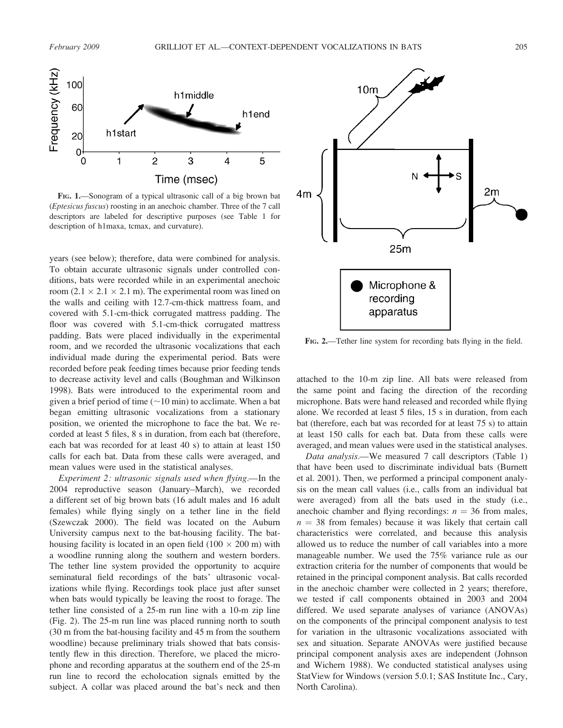FIG. 1.—Sonogram of a typical ultrasonic call of a big brown bat (*Eptesicus fuscus*) roosting in an anechoic chamber. Three of the 7 call descriptors are labeled for descriptive purposes (see Table 1 for description of h1maxa, tcmax, and curvature).

years (see below); therefore, data were combined for analysis. To obtain accurate ultrasonic signals under controlled conditions, bats were recorded while in an experimental anechoic room ($2.1 \times 2.1 \times 2.1$ m). The experimental room was lined on the walls and ceiling with 12.7-cm-thick mattress foam, and covered with 5.1-cm-thick corrugated mattress padding. The floor was covered with 5.1-cm-thick corrugated mattress padding. Bats were placed individually in the experimental room, and we recorded the ultrasonic vocalizations that each individual made during the experimental period. Bats were recorded before peak feeding times because prior feeding tends to decrease activity level and calls (Boughman and Wilkinson 1998). Bats were introduced to the experimental room and given a brief period of time (~10 min) to acclimate. When a bat began emitting ultrasonic vocalizations from a stationary position, we oriented the microphone to face the bat. We recorded at least 5 files, 8 s in duration, from each bat (therefore, each bat was recorded for at least 40 s) to attain at least 150 calls for each bat. Data from these calls were averaged, and mean values were used in the statistical analyses.

*Experiment 2: ultrasonic signals used when flying.*—In the 2004 reproductive season (January–March), we recorded a different set of big brown bats (16 adult males and 16 adult females) while flying singly on a tether line in the field (Szewczak 2000). The field was located on the Auburn University campus next to the bat-housing facility. The bat-housing facility is located in an open field ($100 \times 200$ m) with a woodline running along the southern and western borders. The tether line system provided the opportunity to acquire seminatural field recordings of the bats' ultrasonic vocalizations while flying. Recordings took place just after sunset when bats would typically be leaving the roost to forage. The tether line consisted of a 25-m run line with a 10-m zip line (Fig. 2). The 25-m run line was placed running north to south (30 m from the bat-housing facility and 45 m from the southern woodline) because preliminary trials showed that bats consistently flew in this direction. Therefore, we placed the microphone and recording apparatus at the southern end of the 25-m run line to record the echolocation signals emitted by the subject. A collar was placed around the bat's neck and then attached to the 10-m zip line. All bats were released from the same point and facing the direction of the recording microphone. Bats were hand released and recorded while flying alone. We recorded at least 5 files, 15 s in duration, from each bat (therefore, each bat was recorded for at least 75 s) to attain at least 150 calls for each bat. Data from these calls were averaged, and mean values were used in the statistical analyses.

FIG. 2.—Tether line system for recording bats flying in the field.

*Data analysis.*—We measured 7 call descriptors (Table 1) that have been used to discriminate individual bats (Burnett et al. 2001). Then, we performed a principal component analysis on the mean call values (i.e., calls from an individual bat were averaged) from all the bats used in the study (i.e., anechoic chamber and flying recordings: $n = 36$ from males, $n = 38$ from females) because it was likely that certain call characteristics were correlated, and because this analysis allowed us to reduce the number of call variables into a more manageable number. We used the 75% variance rule as our extraction criteria for the number of components that would be retained in the principal component analysis. Bat calls recorded in the anechoic chamber were collected in 2 years; therefore, we tested if call components obtained in 2003 and 2004 differed. We used separate analyses of variance (ANOVAs) on the components of the principal component analysis to test for variation in the ultrasonic vocalizations associated with sex and situation. Separate ANOVAs were justified because principal component analysis axes are independent (Johnson and Wichern 1988). We conducted statistical analyses using StatView for Windows (version 5.0.1; SAS Institute Inc., Cary, North Carolina).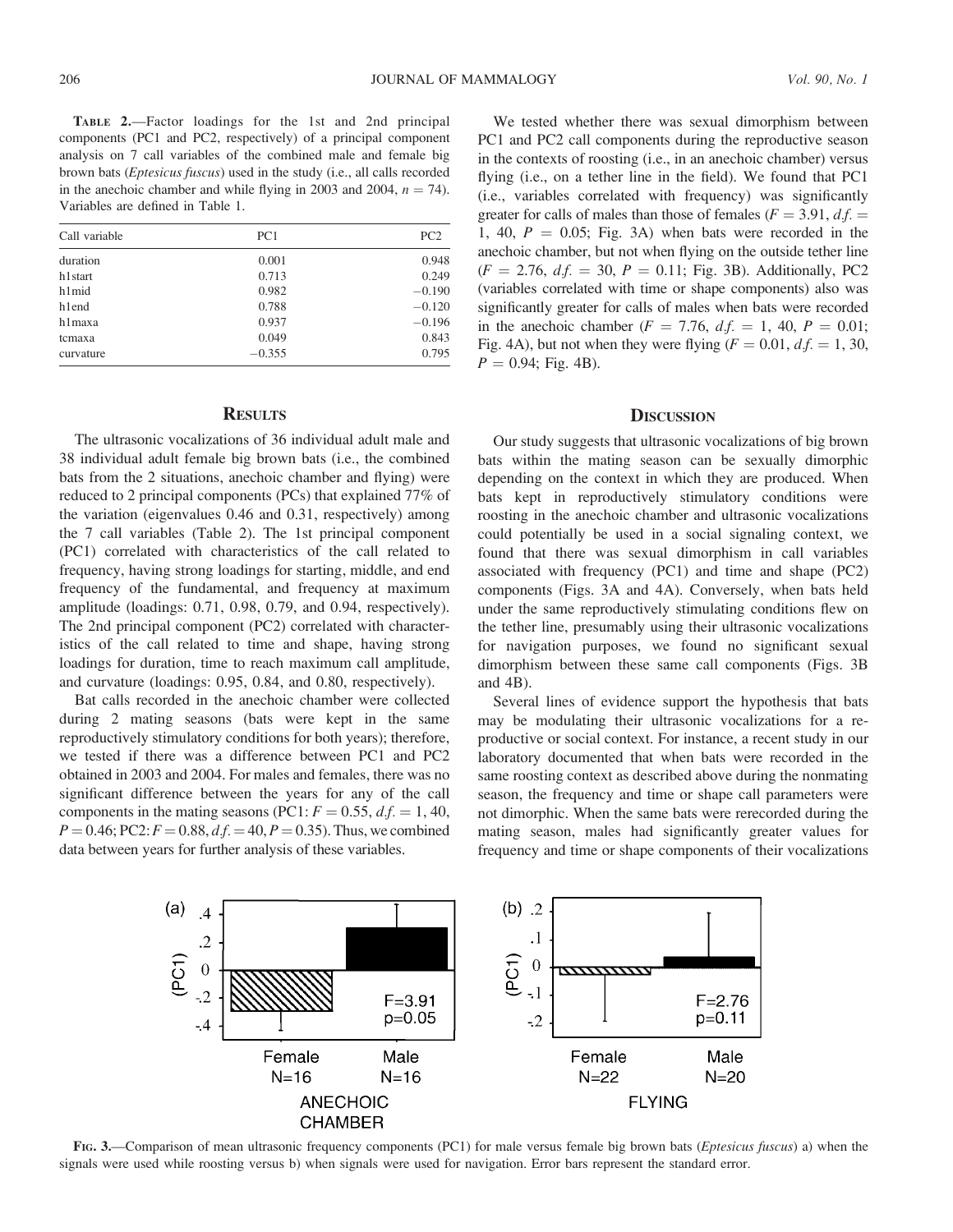**Table 2.**—Factor loadings for the 1st and 2nd principal components (PC1 and PC2, respectively) of a principal component analysis on 7 call variables of the combined male and female big brown bats (*Eptesicus fuscus*) used in the study (i.e., all calls recorded in the anechoic chamber and while flying in 2003 and 2004, $n = 74$). Variables are defined in Table 1.

| Call variable | PC1 | PC2 |
|---|---|---|
| duration | 0.001 | 0.948 |
| h1start | 0.713 | 0.249 |
| h1mid | 0.982 | −0.190 |
| h1end | 0.788 | −0.120 |
| h1maxa | 0.937 | −0.196 |
| tcmaxa | 0.049 | 0.843 |
| curvature | −0.355 | 0.795 |

## Results

The ultrasonic vocalizations of 36 individual adult male and 38 individual adult female big brown bats (i.e., the combined bats from the 2 situations, anechoic chamber and flying) were reduced to 2 principal components (PCs) that explained 77% of the variation (eigenvalues 0.46 and 0.31, respectively) among the 7 call variables (Table 2). The 1st principal component (PC1) correlated with characteristics of the call related to frequency, having strong loadings for starting, middle, and end frequency of the fundamental, and frequency at maximum amplitude (loadings: 0.71, 0.98, 0.79, and 0.94, respectively). The 2nd principal component (PC2) correlated with characteristics of the call related to time and shape, having strong loadings for duration, time to reach maximum call amplitude, and curvature (loadings: 0.95, 0.84, and 0.80, respectively).

Bat calls recorded in the anechoic chamber were collected during 2 mating seasons (bats were kept in the same reproductively stimulatory conditions for both years); therefore, we tested if there was a difference between PC1 and PC2 obtained in 2003 and 2004. For males and females, there was no significant difference between the years for any of the call components in the mating seasons (PC1: $F = 0.55$, $d.f. = 1, 40$, $P = 0.46$; PC2: $F = 0.88$, $d.f. = 40$, $P = 0.35$). Thus, we combined data between years for further analysis of these variables.

We tested whether there was sexual dimorphism between PC1 and PC2 call components during the reproductive season in the contexts of roosting (i.e., in an anechoic chamber) versus flying (i.e., on a tether line in the field). We found that PC1 (i.e., variables correlated with frequency) was significantly greater for calls of males than those of females ($F = 3.91$, $d.f. = 1, 40$, $P = 0.05$; Fig. 3A) when bats were recorded in the anechoic chamber, but not when flying on the outside tether line ($F = 2.76$, $d.f. = 30$, $P = 0.11$; Fig. 3B). Additionally, PC2 (variables correlated with time or shape components) also was significantly greater for calls of males when bats were recorded in the anechoic chamber ($F = 7.76$, $d.f. = 1, 40$, $P = 0.01$; Fig. 4A), but not when they were flying ($F = 0.01$, $d.f. = 1, 30$, $P = 0.94$; Fig. 4B).

## Discussion

Our study suggests that ultrasonic vocalizations of big brown bats within the mating season can be sexually dimorphic depending on the context in which they are produced. When bats kept in reproductively stimulatory conditions were roosting in the anechoic chamber and ultrasonic vocalizations could potentially be used in a social signaling context, we found that there was sexual dimorphism in call variables associated with frequency (PC1) and time and shape (PC2) components (Figs. 3A and 4A). Conversely, when bats held under the same reproductively stimulating conditions flew on the tether line, presumably using their ultrasonic vocalizations for navigation purposes, we found no significant sexual dimorphism between these same call components (Figs. 3B and 4B).

Several lines of evidence support the hypothesis that bats may be modulating their ultrasonic vocalizations for a reproductive or social context. For instance, a recent study in our laboratory documented that when bats were recorded in the same roosting context as described above during the nonmating season, the frequency and time or shape call parameters were not dimorphic. When the same bats were rerecorded during the mating season, males had significantly greater values for frequency and time or shape components of their vocalizations

**Fig. 3.**—Comparison of mean ultrasonic frequency components (PC1) for male versus female big brown bats (*Eptesicus fuscus*) a) when the signals were used while roosting versus b) when signals were used for navigation. Error bars represent the standard error.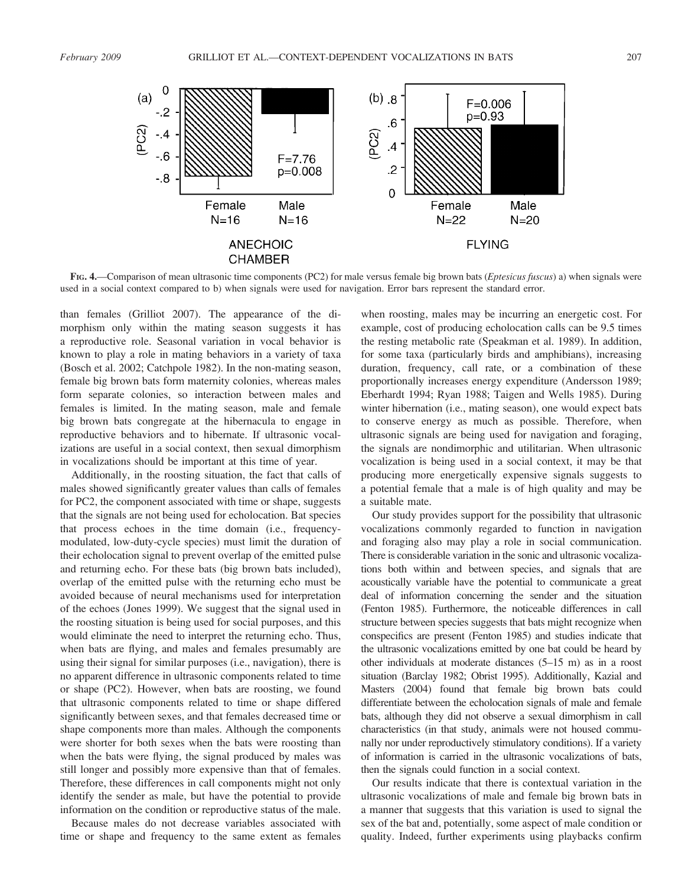**FIG. 4.**—Comparison of mean ultrasonic time components (PC2) for male versus female big brown bats (*Eptesicus fuscus*) a) when signals were used in a social context compared to b) when signals were used for navigation. Error bars represent the standard error.

than females (Grilliot 2007). The appearance of the dimorphism only within the mating season suggests it has a reproductive role. Seasonal variation in vocal behavior is known to play a role in mating behaviors in a variety of taxa (Bosch et al. 2002; Catchpole 1982). In the non-mating season, female big brown bats form maternity colonies, whereas males form separate colonies, so interaction between males and females is limited. In the mating season, male and female big brown bats congregate at the hibernacula to engage in reproductive behaviors and to hibernate. If ultrasonic vocalizations are useful in a social context, then sexual dimorphism in vocalizations should be important at this time of year.

Additionally, in the roosting situation, the fact that calls of males showed significantly greater values than calls of females for PC2, the component associated with time or shape, suggests that the signals are not being used for echolocation. Bat species that process echoes in the time domain (i.e., frequency-modulated, low-duty-cycle species) must limit the duration of their echolocation signal to prevent overlap of the emitted pulse and returning echo. For these bats (big brown bats included), overlap of the emitted pulse with the returning echo must be avoided because of neural mechanisms used for interpretation of the echoes (Jones 1999). We suggest that the signal used in the roosting situation is being used for social purposes, and this would eliminate the need to interpret the returning echo. Thus, when bats are flying, and males and females presumably are using their signal for similar purposes (i.e., navigation), there is no apparent difference in ultrasonic components related to time or shape (PC2). However, when bats are roosting, we found that ultrasonic components related to time or shape differed significantly between sexes, and that females decreased time or shape components more than males. Although the components were shorter for both sexes when the bats were roosting than when the bats were flying, the signal produced by males was still longer and possibly more expensive than that of females. Therefore, these differences in call components might not only identify the sender as male, but have the potential to provide information on the condition or reproductive status of the male.

Because males do not decrease variables associated with time or shape and frequency to the same extent as females when roosting, males may be incurring an energetic cost. For example, cost of producing echolocation calls can be 9.5 times the resting metabolic rate (Speakman et al. 1989). In addition, for some taxa (particularly birds and amphibians), increasing duration, frequency, call rate, or a combination of these proportionally increases energy expenditure (Andersson 1989; Eberhardt 1994; Ryan 1988; Taigen and Wells 1985). During winter hibernation (i.e., mating season), one would expect bats to conserve energy as much as possible. Therefore, when ultrasonic signals are being used for navigation and foraging, the signals are nondimorphic and utilitarian. When ultrasonic vocalization is being used in a social context, it may be that producing more energetically expensive signals suggests to a potential female that a male is of high quality and may be a suitable mate.

Our study provides support for the possibility that ultrasonic vocalizations commonly regarded to function in navigation and foraging also may play a role in social communication. There is considerable variation in the sonic and ultrasonic vocalizations both within and between species, and signals that are acoustically variable have the potential to communicate a great deal of information concerning the sender and the situation (Fenton 1985). Furthermore, the noticeable differences in call structure between species suggests that bats might recognize when conspecifics are present (Fenton 1985) and studies indicate that the ultrasonic vocalizations emitted by one bat could be heard by other individuals at moderate distances (5–15 m) as in a roost situation (Barclay 1982; Obrist 1995). Additionally, Kazial and Masters (2004) found that female big brown bats could differentiate between the echolocation signals of male and female bats, although they did not observe a sexual dimorphism in call characteristics (in that study, animals were not housed communally nor under reproductively stimulatory conditions). If a variety of information is carried in the ultrasonic vocalizations of bats, then the signals could function in a social context.

Our results indicate that there is contextual variation in the ultrasonic vocalizations of male and female big brown bats in a manner that suggests that this variation is used to signal the sex of the bat and, potentially, some aspect of male condition or quality. Indeed, further experiments using playbacks confirm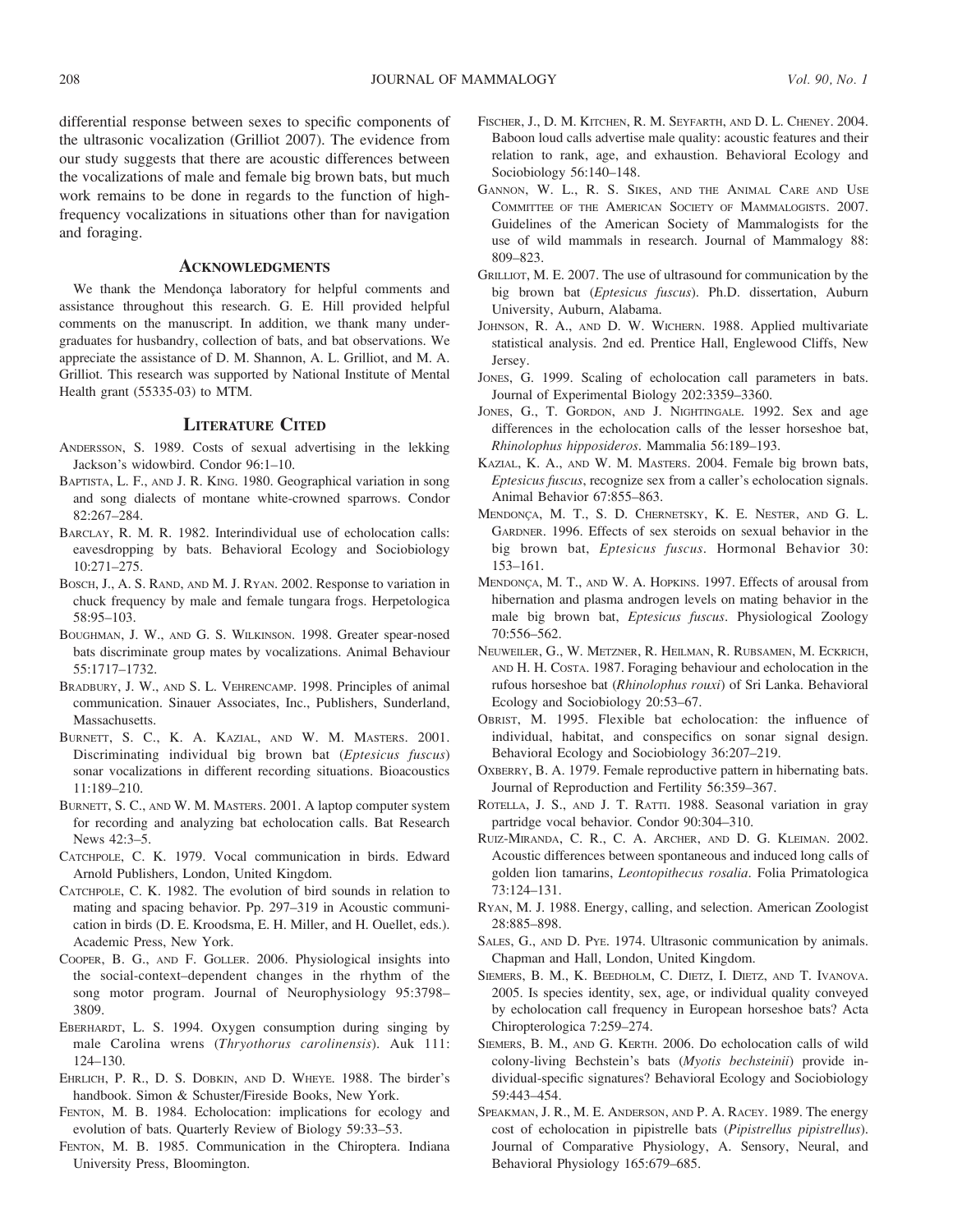differential response between sexes to specific components of the ultrasonic vocalization (Grilliot 2007). The evidence from our study suggests that there are acoustic differences between the vocalizations of male and female big brown bats, but much work remains to be done in regards to the function of high-frequency vocalizations in situations other than for navigation and foraging.

## Acknowledgments

We thank the Mendonça laboratory for helpful comments and assistance throughout this research. G. E. Hill provided helpful comments on the manuscript. In addition, we thank many undergraduates for husbandry, collection of bats, and bat observations. We appreciate the assistance of D. M. Shannon, A. L. Grilliot, and M. A. Grilliot. This research was supported by National Institute of Mental Health grant (55335-03) to MTM.

## Literature Cited

Andersson, S. 1989. Costs of sexual advertising in the lekking Jackson's widowbird. Condor 96:1–10.

Baptista, L. F., and J. R. King. 1980. Geographical variation in song and song dialects of montane white-crowned sparrows. Condor 82:267–284.

Barclay, R. M. R. 1982. Interindividual use of echolocation calls: eavesdropping by bats. Behavioral Ecology and Sociobiology 10:271–275.

Bosch, J., A. S. Rand, and M. J. Ryan. 2002. Response to variation in chuck frequency by male and female tungara frogs. Herpetologica 58:95–103.

Boughman, J. W., and G. S. Wilkinson. 1998. Greater spear-nosed bats discriminate group mates by vocalizations. Animal Behaviour 55:1717–1732.

Bradbury, J. W., and S. L. Vehrencamp. 1998. Principles of animal communication. Sinauer Associates, Inc., Publishers, Sunderland, Massachusetts.

Burnett, S. C., K. A. Kazial, and W. M. Masters. 2001. Discriminating individual big brown bat (*Eptesicus fuscus*) sonar vocalizations in different recording situations. Bioacoustics 11:189–210.

Burnett, S. C., and W. M. Masters. 2001. A laptop computer system for recording and analyzing bat echolocation calls. Bat Research News 42:3–5.

Catchpole, C. K. 1979. Vocal communication in birds. Edward Arnold Publishers, London, United Kingdom.

Catchpole, C. K. 1982. The evolution of bird sounds in relation to mating and spacing behavior. Pp. 297–319 in Acoustic communication in birds (D. E. Kroodsma, E. H. Miller, and H. Ouellet, eds.). Academic Press, New York.

Cooper, B. G., and F. Goller. 2006. Physiological insights into the social-context–dependent changes in the rhythm of the song motor program. Journal of Neurophysiology 95:3798–3809.

Eberhardt, L. S. 1994. Oxygen consumption during singing by male Carolina wrens (*Thryothorus carolinensis*). Auk 111: 124–130.

Ehrlich, P. R., D. S. Dobkin, and D. Wheye. 1988. The birder's handbook. Simon & Schuster/Fireside Books, New York.

Fenton, M. B. 1984. Echolocation: implications for ecology and evolution of bats. Quarterly Review of Biology 59:33–53.

Fenton, M. B. 1985. Communication in the Chiroptera. Indiana University Press, Bloomington.

Fischer, J., D. M. Kitchen, R. M. Seyfarth, and D. L. Cheney. 2004. Baboon loud calls advertise male quality: acoustic features and their relation to rank, age, and exhaustion. Behavioral Ecology and Sociobiology 56:140–148.

Gannon, W. L., R. S. Sikes, and the Animal Care and Use Committee of the American Society of Mammalogists. 2007. Guidelines of the American Society of Mammalogists for the use of wild mammals in research. Journal of Mammalogy 88: 809–823.

Grilliot, M. E. 2007. The use of ultrasound for communication by the big brown bat (*Eptesicus fuscus*). Ph.D. dissertation, Auburn University, Auburn, Alabama.

Johnson, R. A., and D. W. Wichern. 1988. Applied multivariate statistical analysis. 2nd ed. Prentice Hall, Englewood Cliffs, New Jersey.

Jones, G. 1999. Scaling of echolocation call parameters in bats. Journal of Experimental Biology 202:3359–3360.

Jones, G., T. Gordon, and J. Nightingale. 1992. Sex and age differences in the echolocation calls of the lesser horseshoe bat, *Rhinolophus hipposideros*. Mammalia 56:189–193.

Kazial, K. A., and W. M. Masters. 2004. Female big brown bats, *Eptesicus fuscus*, recognize sex from a caller's echolocation signals. Animal Behavior 67:855–863.

Mendonça, M. T., S. D. Chernetsky, K. E. Nester, and G. L. Gardner. 1996. Effects of sex steroids on sexual behavior in the big brown bat, *Eptesicus fuscus*. Hormonal Behavior 30: 153–161.

Mendonça, M. T., and W. A. Hopkins. 1997. Effects of arousal from hibernation and plasma androgen levels on mating behavior in the male big brown bat, *Eptesicus fuscus*. Physiological Zoology 70:556–562.

Neuweiler, G., W. Metzner, R. Heilman, R. Rubsamen, M. Eckrich, and H. H. Costa. 1987. Foraging behaviour and echolocation in the rufous horseshoe bat (*Rhinolophus rouxi*) of Sri Lanka. Behavioral Ecology and Sociobiology 20:53–67.

Obrist, M. 1995. Flexible bat echolocation: the influence of individual, habitat, and conspecifics on sonar signal design. Behavioral Ecology and Sociobiology 36:207–219.

Oxberry, B. A. 1979. Female reproductive pattern in hibernating bats. Journal of Reproduction and Fertility 56:359–367.

Rotella, J. S., and J. T. Ratti. 1988. Seasonal variation in gray partridge vocal behavior. Condor 90:304–310.

Ruiz-Miranda, C. R., C. A. Archer, and D. G. Kleiman. 2002. Acoustic differences between spontaneous and induced long calls of golden lion tamarins, *Leontopithecus rosalia*. Folia Primatologica 73:124–131.

Ryan, M. J. 1988. Energy, calling, and selection. American Zoologist 28:885–898.

Sales, G., and D. Pye. 1974. Ultrasonic communication by animals. Chapman and Hall, London, United Kingdom.

Siemers, B. M., K. Beedholm, C. Dietz, I. Dietz, and T. Ivanova. 2005. Is species identity, sex, age, or individual quality conveyed by echolocation call frequency in European horseshoe bats? Acta Chiropterologica 7:259–274.

Siemers, B. M., and G. Kerth. 2006. Do echolocation calls of wild colony-living Bechstein's bats (*Myotis bechsteinii*) provide individual-specific signatures? Behavioral Ecology and Sociobiology 59:443–454.

Speakman, J. R., M. E. Anderson, and P. A. Racey. 1989. The energy cost of echolocation in pipistrelle bats (*Pipistrellus pipistrellus*). Journal of Comparative Physiology, A. Sensory, Neural, and Behavioral Physiology 165:679–685.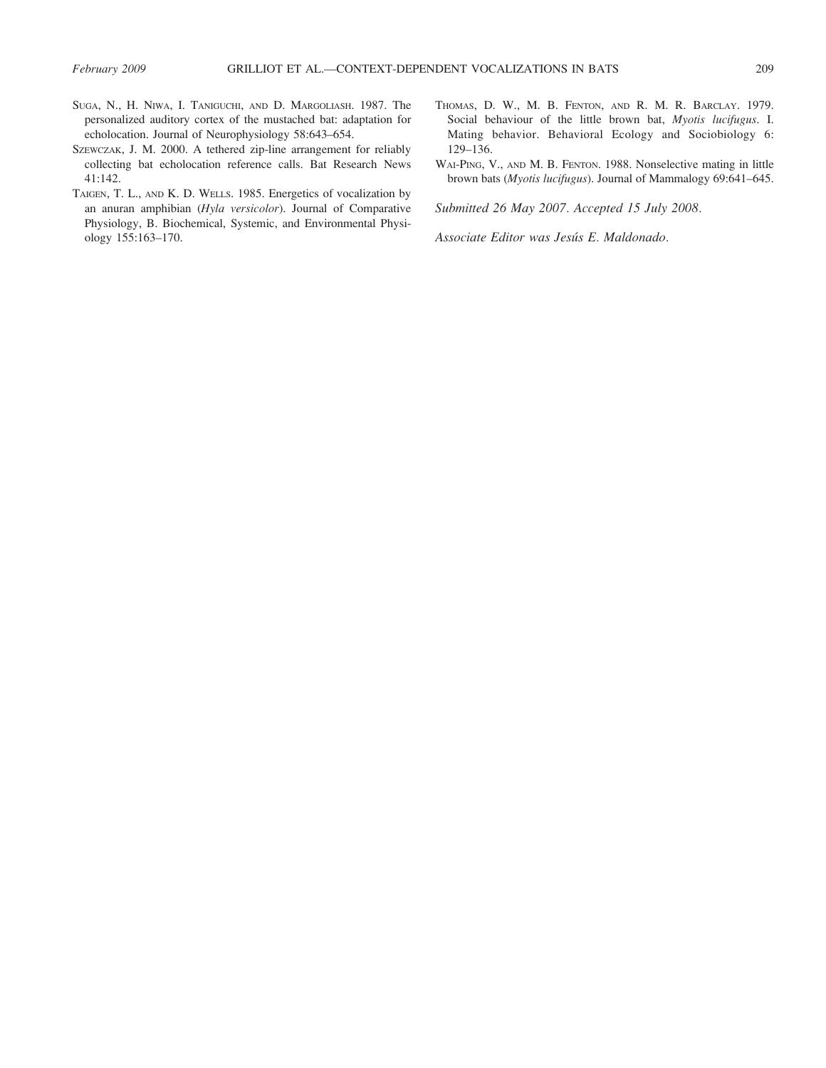Suga, N., H. Niwa, I. Taniguchi, and D. Margoliash. 1987. The personalized auditory cortex of the mustached bat: adaptation for echolocation. Journal of Neurophysiology 58:643–654.

Szewczak, J. M. 2000. A tethered zip-line arrangement for reliably collecting bat echolocation reference calls. Bat Research News 41:142.

Taigen, T. L., and K. D. Wells. 1985. Energetics of vocalization by an anuran amphibian (*Hyla versicolor*). Journal of Comparative Physiology, B. Biochemical, Systemic, and Environmental Physiology 155:163–170.

Thomas, D. W., M. B. Fenton, and R. M. R. Barclay. 1979. Social behaviour of the little brown bat, *Myotis lucifugus*. I. Mating behavior. Behavioral Ecology and Sociobiology 6: 129–136.

Wai-Ping, V., and M. B. Fenton. 1988. Nonselective mating in little brown bats (*Myotis lucifugus*). Journal of Mammalogy 69:641–645.

*Submitted 26 May 2007. Accepted 15 July 2008.*

*Associate Editor was Jesús E. Maldonado.*